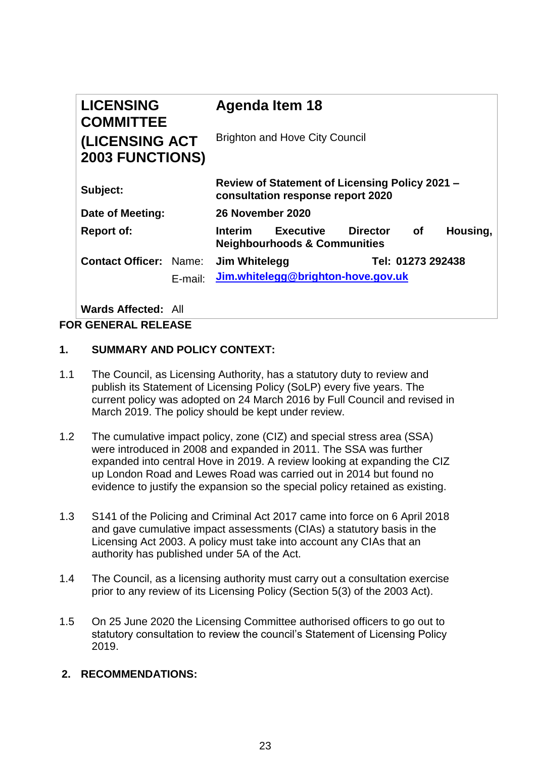| **LICENSING COMMITTEE (LICENSING ACT 2003 FUNCTIONS)** | | **Agenda Item 18** |
|---|---|---|
| | | Brighton and Hove City Council |
| **Subject:** | | **Review of Statement of Licensing Policy 2021 – consultation response report 2020** |
| **Date of Meeting:** | | **26 November 2020** |
| **Report of:** | | **Interim Executive Director of Housing, Neighbourhoods & Communities** |
| **Contact Officer:** | Name: | **Jim Whitelegg** **Tel: 01273 292438** |
| | E-mail: | **Jim.whitelegg@brighton-hove.gov.uk** |
| **Wards Affected:** | All | |

**FOR GENERAL RELEASE**

## 1. SUMMARY AND POLICY CONTEXT:

1.1 The Council, as Licensing Authority, has a statutory duty to review and publish its Statement of Licensing Policy (SoLP) every five years. The current policy was adopted on 24 March 2016 by Full Council and revised in March 2019. The policy should be kept under review.

1.2 The cumulative impact policy, zone (CIZ) and special stress area (SSA) were introduced in 2008 and expanded in 2011. The SSA was further expanded into central Hove in 2019. A review looking at expanding the CIZ up London Road and Lewes Road was carried out in 2014 but found no evidence to justify the expansion so the special policy retained as existing.

1.3 S141 of the Policing and Criminal Act 2017 came into force on 6 April 2018 and gave cumulative impact assessments (CIAs) a statutory basis in the Licensing Act 2003. A policy must take into account any CIAs that an authority has published under 5A of the Act.

1.4 The Council, as a licensing authority must carry out a consultation exercise prior to any review of its Licensing Policy (Section 5(3) of the 2003 Act).

1.5 On 25 June 2020 the Licensing Committee authorised officers to go out to statutory consultation to review the council's Statement of Licensing Policy 2019.

## 2. RECOMMENDATIONS: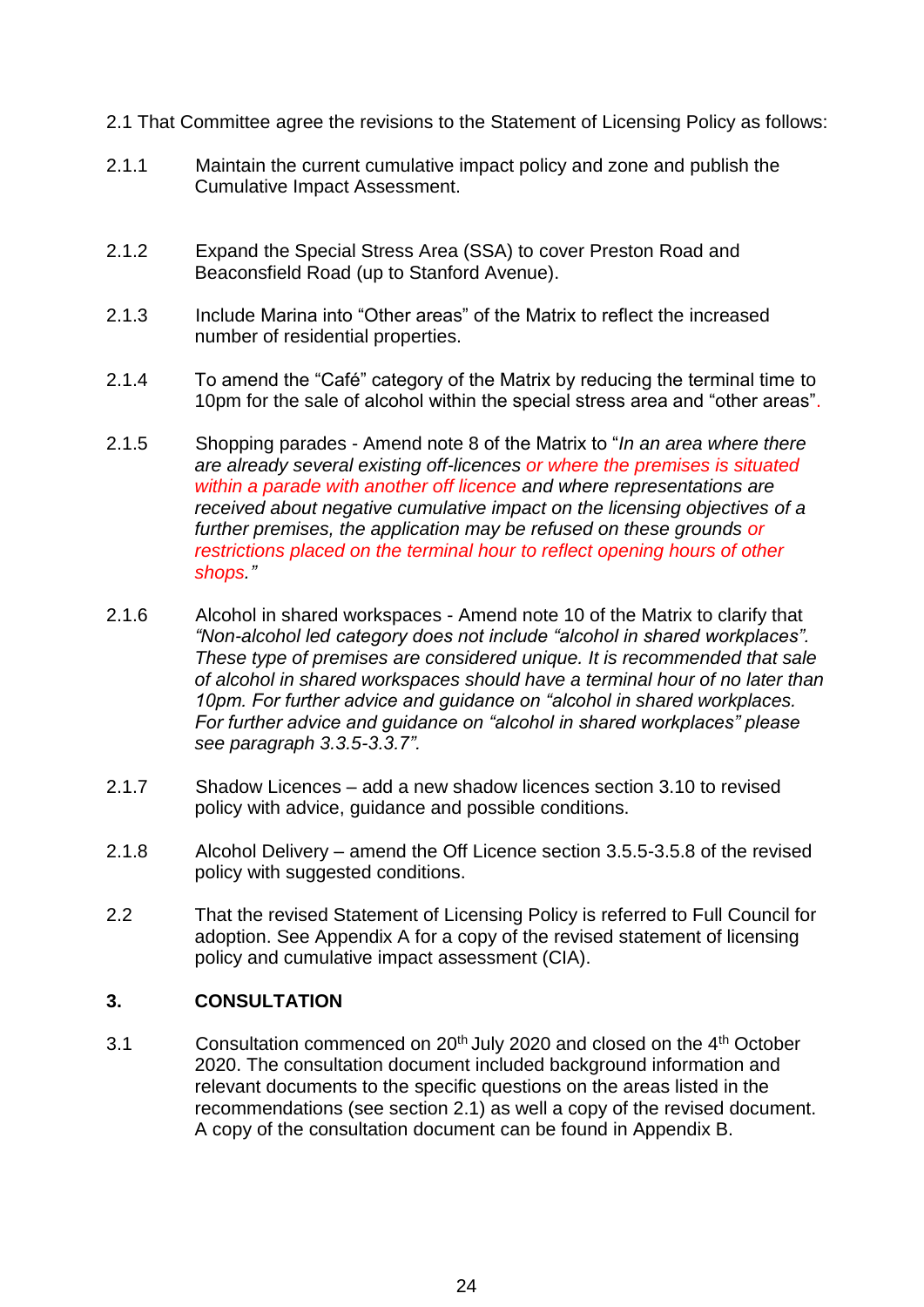2.1 That Committee agree the revisions to the Statement of Licensing Policy as follows:

2.1.1 Maintain the current cumulative impact policy and zone and publish the Cumulative Impact Assessment.

2.1.2 Expand the Special Stress Area (SSA) to cover Preston Road and Beaconsfield Road (up to Stanford Avenue).

2.1.3 Include Marina into "Other areas" of the Matrix to reflect the increased number of residential properties.

2.1.4 To amend the "Café" category of the Matrix by reducing the terminal time to 10pm for the sale of alcohol within the special stress area and "other areas".

2.1.5 Shopping parades - Amend note 8 of the Matrix to "*In an area where there are already several existing off-licences or where the premises is situated within a parade with another off licence and where representations are received about negative cumulative impact on the licensing objectives of a further premises, the application may be refused on these grounds or restrictions placed on the terminal hour to reflect opening hours of other shops.*"

2.1.6 Alcohol in shared workspaces - Amend note 10 of the Matrix to clarify that *"Non-alcohol led category does not include "alcohol in shared workplaces". These type of premises are considered unique. It is recommended that sale of alcohol in shared workspaces should have a terminal hour of no later than 10pm. For further advice and guidance on "alcohol in shared workplaces. For further advice and guidance on "alcohol in shared workplaces" please see paragraph 3.3.5-3.3.7".*

2.1.7 Shadow Licences – add a new shadow licences section 3.10 to revised policy with advice, guidance and possible conditions.

2.1.8 Alcohol Delivery – amend the Off Licence section 3.5.5-3.5.8 of the revised policy with suggested conditions.

2.2 That the revised Statement of Licensing Policy is referred to Full Council for adoption. See Appendix A for a copy of the revised statement of licensing policy and cumulative impact assessment (CIA).

## 3. CONSULTATION

3.1 Consultation commenced on 20th July 2020 and closed on the 4th October 2020. The consultation document included background information and relevant documents to the specific questions on the areas listed in the recommendations (see section 2.1) as well a copy of the revised document. A copy of the consultation document can be found in Appendix B.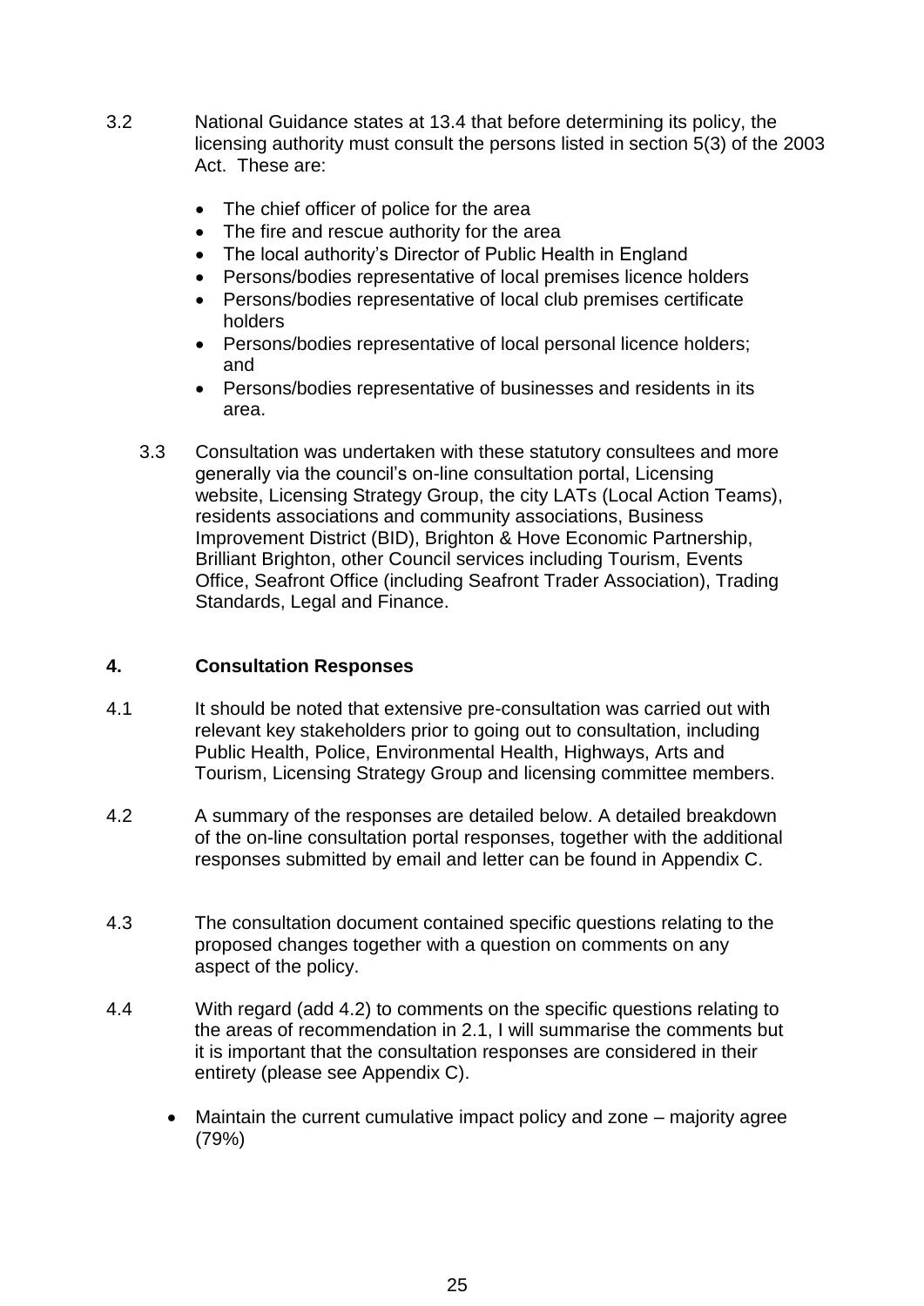3.2 National Guidance states at 13.4 that before determining its policy, the licensing authority must consult the persons listed in section 5(3) of the 2003 Act. These are:

- The chief officer of police for the area
- The fire and rescue authority for the area
- The local authority's Director of Public Health in England
- Persons/bodies representative of local premises licence holders
- Persons/bodies representative of local club premises certificate holders
- Persons/bodies representative of local personal licence holders; and
- Persons/bodies representative of businesses and residents in its area.

3.3 Consultation was undertaken with these statutory consultees and more generally via the council's on-line consultation portal, Licensing website, Licensing Strategy Group, the city LATs (Local Action Teams), residents associations and community associations, Business Improvement District (BID), Brighton & Hove Economic Partnership, Brilliant Brighton, other Council services including Tourism, Events Office, Seafront Office (including Seafront Trader Association), Trading Standards, Legal and Finance.

## 4. Consultation Responses

4.1 It should be noted that extensive pre-consultation was carried out with relevant key stakeholders prior to going out to consultation, including Public Health, Police, Environmental Health, Highways, Arts and Tourism, Licensing Strategy Group and licensing committee members.

4.2 A summary of the responses are detailed below. A detailed breakdown of the on-line consultation portal responses, together with the additional responses submitted by email and letter can be found in Appendix C.

4.3 The consultation document contained specific questions relating to the proposed changes together with a question on comments on any aspect of the policy.

4.4 With regard (add 4.2) to comments on the specific questions relating to the areas of recommendation in 2.1, I will summarise the comments but it is important that the consultation responses are considered in their entirety (please see Appendix C).

- Maintain the current cumulative impact policy and zone – majority agree (79%)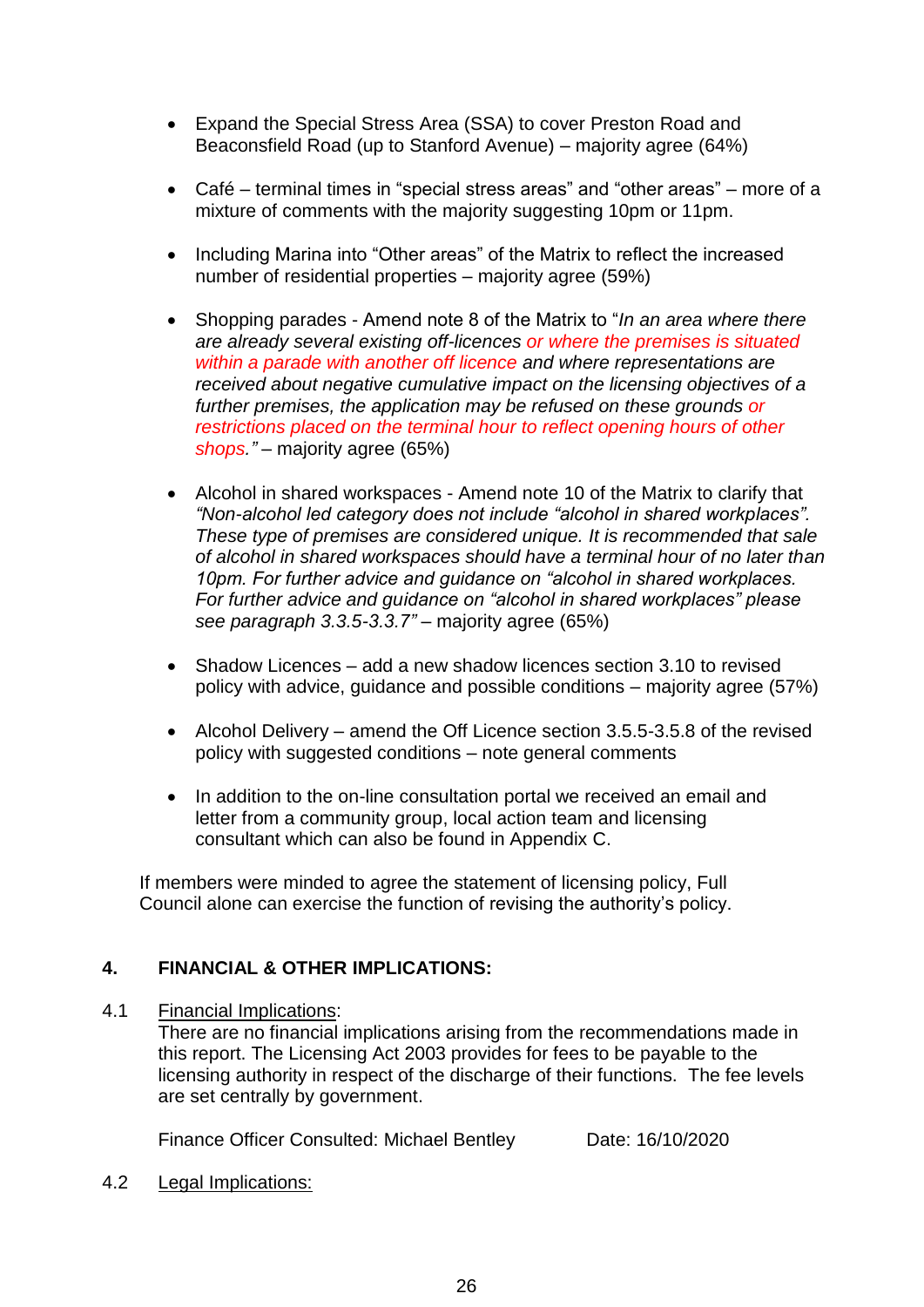- Expand the Special Stress Area (SSA) to cover Preston Road and Beaconsfield Road (up to Stanford Avenue) – majority agree (64%)

- Café – terminal times in "special stress areas" and "other areas" – more of a mixture of comments with the majority suggesting 10pm or 11pm.

- Including Marina into "Other areas" of the Matrix to reflect the increased number of residential properties – majority agree (59%)

- Shopping parades - Amend note 8 of the Matrix to "*In an area where there are already several existing off-licences or where the premises is situated within a parade with another off licence and where representations are received about negative cumulative impact on the licensing objectives of a further premises, the application may be refused on these grounds or restrictions placed on the terminal hour to reflect opening hours of other shops."* – majority agree (65%)

- Alcohol in shared workspaces - Amend note 10 of the Matrix to clarify that *"Non-alcohol led category does not include "alcohol in shared workplaces". These type of premises are considered unique. It is recommended that sale of alcohol in shared workspaces should have a terminal hour of no later than 10pm. For further advice and guidance on "alcohol in shared workplaces. For further advice and guidance on "alcohol in shared workplaces" please see paragraph 3.3.5-3.3.7"* – majority agree (65%)

- Shadow Licences – add a new shadow licences section 3.10 to revised policy with advice, guidance and possible conditions – majority agree (57%)

- Alcohol Delivery – amend the Off Licence section 3.5.5-3.5.8 of the revised policy with suggested conditions – note general comments

- In addition to the on-line consultation portal we received an email and letter from a community group, local action team and licensing consultant which can also be found in Appendix C.

If members were minded to agree the statement of licensing policy, Full Council alone can exercise the function of revising the authority's policy.

## 4. FINANCIAL & OTHER IMPLICATIONS:

4.1 Financial Implications:

There are no financial implications arising from the recommendations made in this report. The Licensing Act 2003 provides for fees to be payable to the licensing authority in respect of the discharge of their functions. The fee levels are set centrally by government.

Finance Officer Consulted: Michael Bentley Date: 16/10/2020

4.2 Legal Implications: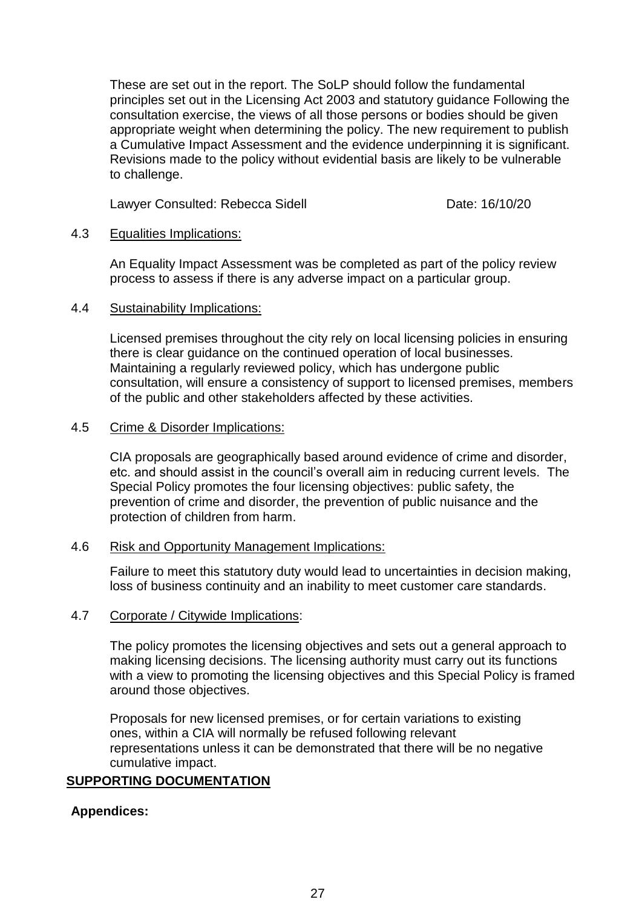These are set out in the report. The SoLP should follow the fundamental principles set out in the Licensing Act 2003 and statutory guidance Following the consultation exercise, the views of all those persons or bodies should be given appropriate weight when determining the policy. The new requirement to publish a Cumulative Impact Assessment and the evidence underpinning it is significant. Revisions made to the policy without evidential basis are likely to be vulnerable to challenge.

Lawyer Consulted: Rebecca Sidell Date: 16/10/20

4.3 Equalities Implications:

An Equality Impact Assessment was be completed as part of the policy review process to assess if there is any adverse impact on a particular group.

4.4 Sustainability Implications:

Licensed premises throughout the city rely on local licensing policies in ensuring there is clear guidance on the continued operation of local businesses. Maintaining a regularly reviewed policy, which has undergone public consultation, will ensure a consistency of support to licensed premises, members of the public and other stakeholders affected by these activities.

4.5 Crime & Disorder Implications:

CIA proposals are geographically based around evidence of crime and disorder, etc. and should assist in the council's overall aim in reducing current levels. The Special Policy promotes the four licensing objectives: public safety, the prevention of crime and disorder, the prevention of public nuisance and the protection of children from harm.

4.6 Risk and Opportunity Management Implications:

Failure to meet this statutory duty would lead to uncertainties in decision making, loss of business continuity and an inability to meet customer care standards.

4.7 Corporate / Citywide Implications:

The policy promotes the licensing objectives and sets out a general approach to making licensing decisions. The licensing authority must carry out its functions with a view to promoting the licensing objectives and this Special Policy is framed around those objectives.

Proposals for new licensed premises, or for certain variations to existing ones, within a CIA will normally be refused following relevant representations unless it can be demonstrated that there will be no negative cumulative impact.

## SUPPORTING DOCUMENTATION

**Appendices:**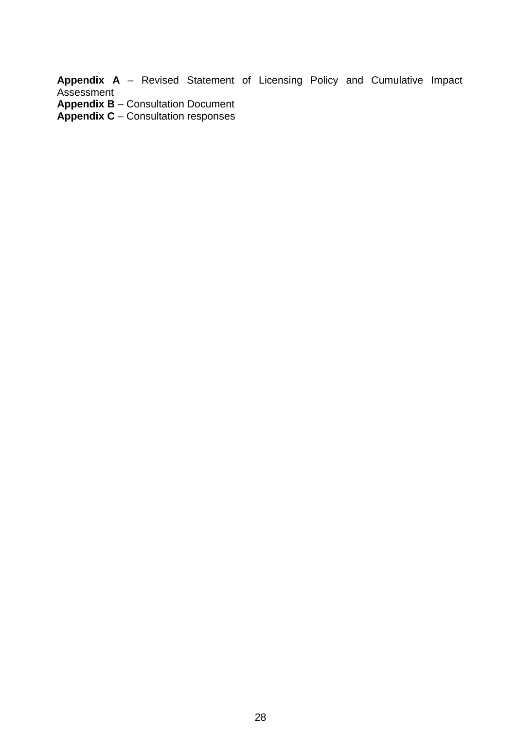**Appendix A** – Revised Statement of Licensing Policy and Cumulative Impact Assessment
**Appendix B** – Consultation Document
**Appendix C** – Consultation responses